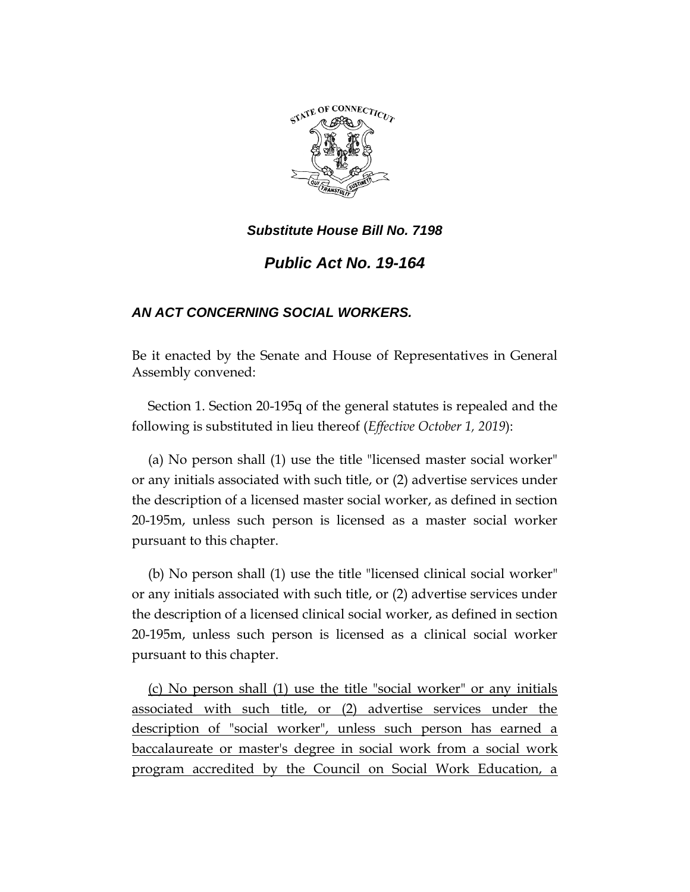***Substitute House Bill No. 7198***

# ***Public Act No. 19-164***

### ***AN ACT CONCERNING SOCIAL WORKERS.***

Be it enacted by the Senate and House of Representatives in General Assembly convened:

Section 1. Section 20-195q of the general statutes is repealed and the following is substituted in lieu thereof (*Effective October 1, 2019*):

(a) No person shall (1) use the title "licensed master social worker" or any initials associated with such title, or (2) advertise services under the description of a licensed master social worker, as defined in section 20-195m, unless such person is licensed as a master social worker pursuant to this chapter.

(b) No person shall (1) use the title "licensed clinical social worker" or any initials associated with such title, or (2) advertise services under the description of a licensed clinical social worker, as defined in section 20-195m, unless such person is licensed as a clinical social worker pursuant to this chapter.

<u>(c) No person shall (1) use the title "social worker" or any initials associated with such title, or (2) advertise services under the description of "social worker", unless such person has earned a baccalaureate or master's degree in social work from a social work program accredited by the Council on Social Work Education, a</u>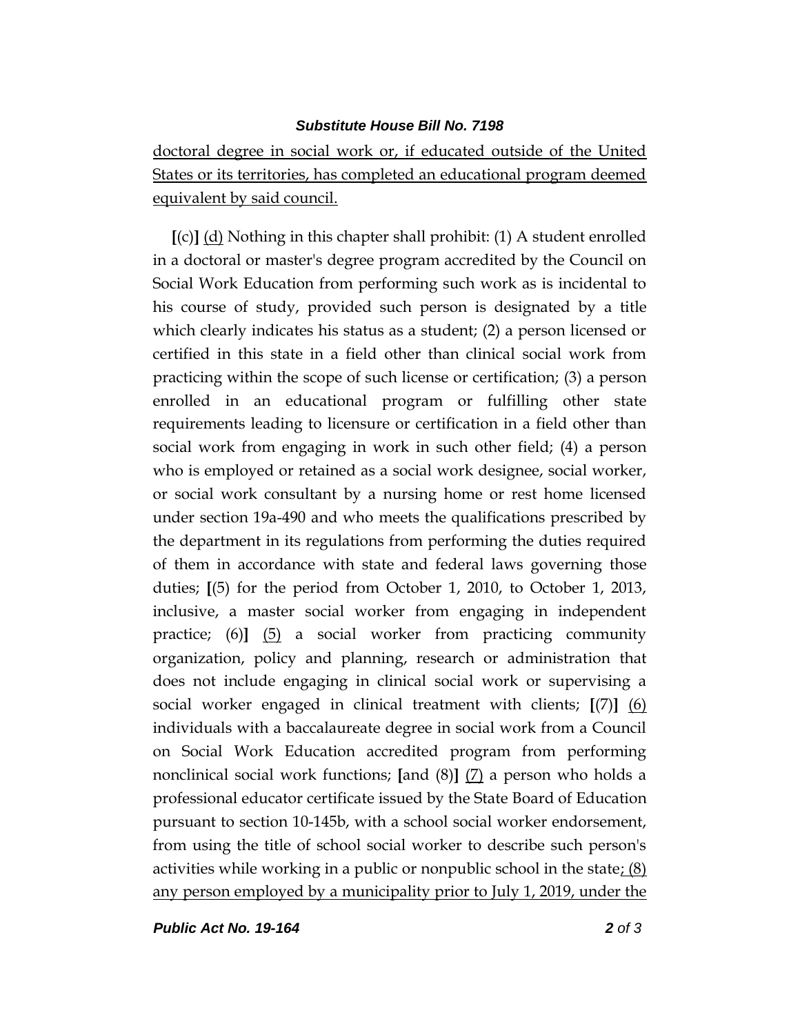doctoral degree in social work or, if educated outside of the United States or its territories, has completed an educational program deemed equivalent by said council.

**[**(c)**]** (d) Nothing in this chapter shall prohibit: (1) A student enrolled in a doctoral or master's degree program accredited by the Council on Social Work Education from performing such work as is incidental to his course of study, provided such person is designated by a title which clearly indicates his status as a student; (2) a person licensed or certified in this state in a field other than clinical social work from practicing within the scope of such license or certification; (3) a person enrolled in an educational program or fulfilling other state requirements leading to licensure or certification in a field other than social work from engaging in work in such other field; (4) a person who is employed or retained as a social work designee, social worker, or social work consultant by a nursing home or rest home licensed under section 19a-490 and who meets the qualifications prescribed by the department in its regulations from performing the duties required of them in accordance with state and federal laws governing those duties; **[**(5) for the period from October 1, 2010, to October 1, 2013, inclusive, a master social worker from engaging in independent practice; (6)**]** (5) a social worker from practicing community organization, policy and planning, research or administration that does not include engaging in clinical social work or supervising a social worker engaged in clinical treatment with clients; **[**(7)**]** (6) individuals with a baccalaureate degree in social work from a Council on Social Work Education accredited program from performing nonclinical social work functions; **[**and (8)**]** (7) a person who holds a professional educator certificate issued by the State Board of Education pursuant to section 10-145b, with a school social worker endorsement, from using the title of school social worker to describe such person's activities while working in a public or nonpublic school in the state; (8) any person employed by a municipality prior to July 1, 2019, under the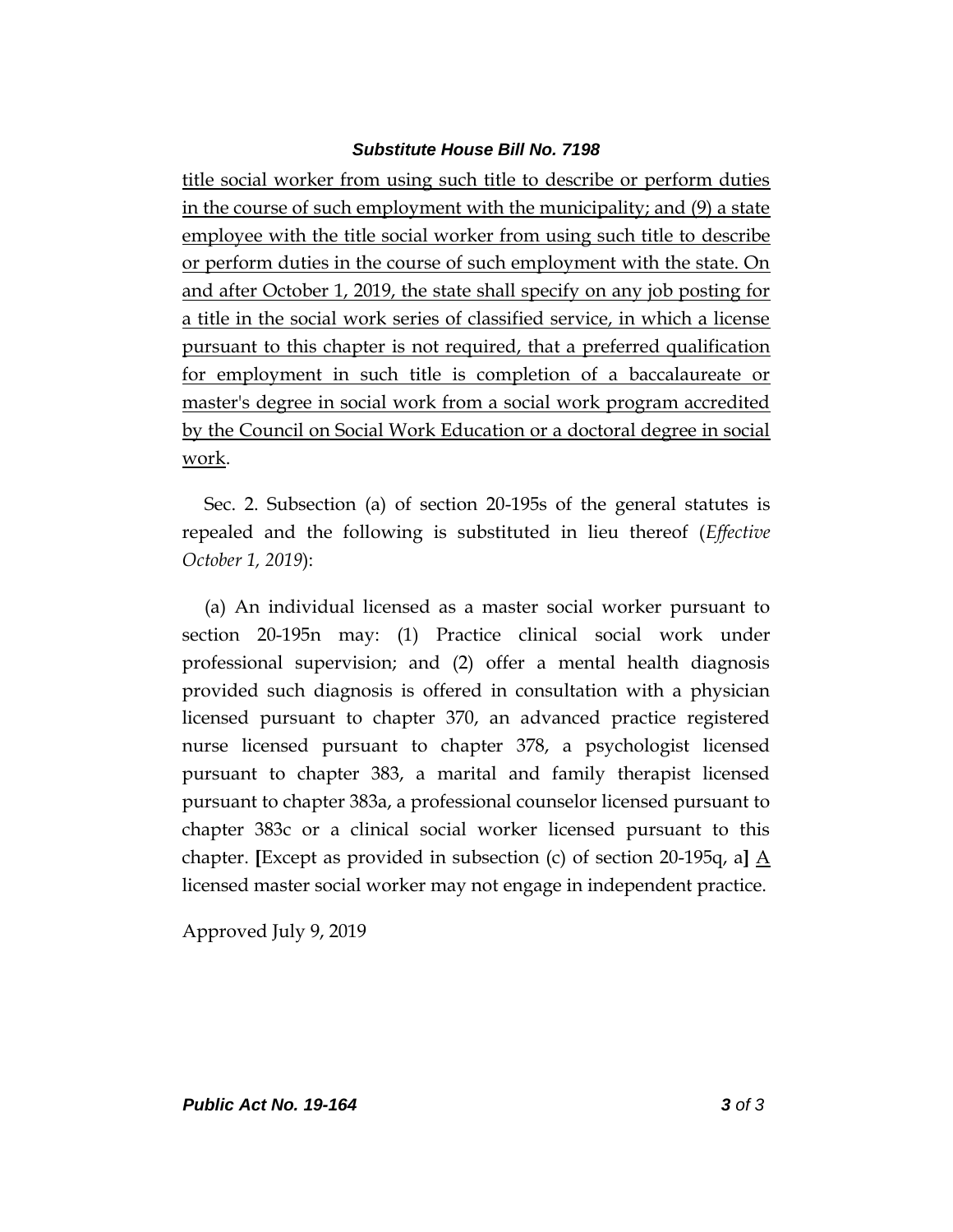title social worker from using such title to describe or perform duties in the course of such employment with the municipality; and (9) a state employee with the title social worker from using such title to describe or perform duties in the course of such employment with the state. On and after October 1, 2019, the state shall specify on any job posting for a title in the social work series of classified service, in which a license pursuant to this chapter is not required, that a preferred qualification for employment in such title is completion of a baccalaureate or master's degree in social work from a social work program accredited by the Council on Social Work Education or a doctoral degree in social work.

Sec. 2. Subsection (a) of section 20-195s of the general statutes is repealed and the following is substituted in lieu thereof (*Effective October 1, 2019*):

(a) An individual licensed as a master social worker pursuant to section 20-195n may: (1) Practice clinical social work under professional supervision; and (2) offer a mental health diagnosis provided such diagnosis is offered in consultation with a physician licensed pursuant to chapter 370, an advanced practice registered nurse licensed pursuant to chapter 378, a psychologist licensed pursuant to chapter 383, a marital and family therapist licensed pursuant to chapter 383a, a professional counselor licensed pursuant to chapter 383c or a clinical social worker licensed pursuant to this chapter. **[**Except as provided in subsection (c) of section 20-195q, a**]** A licensed master social worker may not engage in independent practice.

Approved July 9, 2019